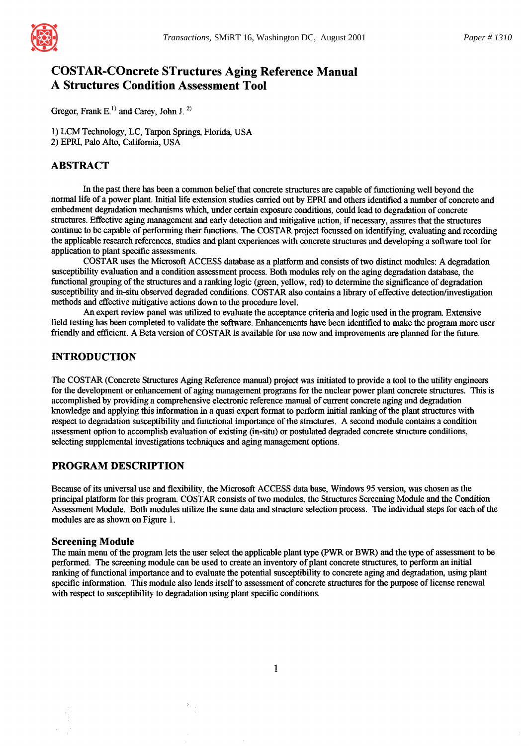# COSTAR-COncrete STructures Aging Reference Manual
# A Structures Condition Assessment Tool

Gregor, Frank E.[1)] and Carey, John J.[2)]

1) LCM Technology, LC, Tarpon Springs, Florida, USA
2) EPRI, Palo Alto, California, USA

## ABSTRACT

In the past there has been a common belief that concrete structures are capable of functioning well beyond the normal life of a power plant. Initial life extension studies carried out by EPRI and others identified a number of concrete and embedment degradation mechanisms which, under certain exposure conditions, could lead to degradation of concrete structures. Effective aging management and early detection and mitigative action, if necessary, assures that the structures continue to be capable of performing their functions. The COSTAR project focussed on identifying, evaluating and recording the applicable research references, studies and plant experiences with concrete structures and developing a software tool for application to plant specific assessments.

COSTAR uses the Microsoft ACCESS database as a platform and consists of two distinct modules: A degradation susceptibility evaluation and a condition assessment process. Both modules rely on the aging degradation database, the functional grouping of the structures and a ranking logic (green, yellow, red) to determine the significance of degradation susceptibility and in-situ observed degraded conditions. COSTAR also contains a library of effective detection/investigation methods and effective mitigative actions down to the procedure level.

An expert review panel was utilized to evaluate the acceptance criteria and logic used in the program. Extensive field testing has been completed to validate the software. Enhancements have been identified to make the program more user friendly and efficient. A Beta version of COSTAR is available for use now and improvements are planned for the future.

## INTRODUCTION

The COSTAR (Concrete Structures Aging Reference manual) project was initiated to provide a tool to the utility engineers for the development or enhancement of aging management programs for the nuclear power plant concrete structures. This is accomplished by providing a comprehensive electronic reference manual of current concrete aging and degradation knowledge and applying this information in a quasi expert format to perform initial ranking of the plant structures with respect to degradation susceptibility and functional importance of the structures. A second module contains a condition assessment option to accomplish evaluation of existing (in-situ) or postulated degraded concrete structure conditions, selecting supplemental investigations techniques and aging management options.

## PROGRAM DESCRIPTION

Because of its universal use and flexibility, the Microsoft ACCESS data base, Windows 95 version, was chosen as the principal platform for this program. COSTAR consists of two modules, the Structures Screening Module and the Condition Assessment Module. Both modules utilize the same data and structure selection process. The individual steps for each of the modules are as shown on Figure 1.

### Screening Module

The main menu of the program lets the user select the applicable plant type (PWR or BWR) and the type of assessment to be performed. The screening module can be used to create an inventory of plant concrete structures, to perform an initial ranking of functional importance and to evaluate the potential susceptibility to concrete aging and degradation, using plant specific information. This module also lends itself to assessment of concrete structures for the purpose of license renewal with respect to susceptibility to degradation using plant specific conditions.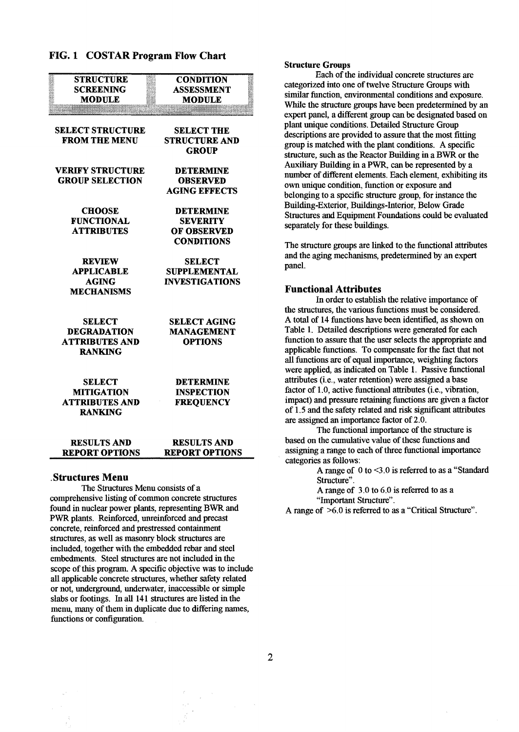## FIG. 1 COSTAR Program Flow Chart

| STRUCTURE SCREENING MODULE | CONDITION ASSESSMENT MODULE |
|---|---|
| SELECT STRUCTURE FROM THE MENU | SELECT THE STRUCTURE AND GROUP |
| VERIFY STRUCTURE GROUP SELECTION | DETERMINE OBSERVED AGING EFFECTS |
| CHOOSE FUNCTIONAL ATTRIBUTES | DETERMINE SEVERITY OF OBSERVED CONDITIONS |
| REVIEW APPLICABLE AGING MECHANISMS | SELECT SUPPLEMENTAL INVESTIGATIONS |
| SELECT DEGRADATION ATTRIBUTES AND RANKING | SELECT AGING MANAGEMENT OPTIONS |
| SELECT MITIGATION ATTRIBUTES AND RANKING | DETERMINE INSPECTION FREQUENCY |
| RESULTS AND REPORT OPTIONS | RESULTS AND REPORT OPTIONS |

## .Structures Menu

The Structures Menu consists of a comprehensive listing of common concrete structures found in nuclear power plants, representing BWR and PWR plants. Reinforced, unreinforced and precast concrete, reinforced and prestressed containment structures, as well as masonry block structures are included, together with the embedded rebar and steel embedments. Steel structures are not included in the scope of this program. A specific objective was to include all applicable concrete structures, whether safety related or not, underground, underwater, inaccessible or simple slabs or footings. In all 141 structures are listed in the menu, many of them in duplicate due to differing names, functions or configuration.

**Structure Groups**

Each of the individual concrete structures are categorized into one of twelve Structure Groups with similar function, environmental conditions and exposure. While the structure groups have been predetermined by an expert panel, a different group can be designated based on plant unique conditions. Detailed Structure Group descriptions are provided to assure that the most fitting group is matched with the plant conditions. A specific structure, such as the Reactor Building in a BWR or the Auxiliary Building in a PWR, can be represented by a number of different elements. Each element, exhibiting its own unique condition, function or exposure and belonging to a specific structure group, for instance the Building-Exterior, Buildings-Interior, Below Grade Structures and Equipment Foundations could be evaluated separately for these buildings.

The structure groups are linked to the functional attributes and the aging mechanisms, predetermined by an expert panel.

## Functional Attributes

In order to establish the relative importance of the structures, the various functions must be considered. A total of 14 functions have been identified, as shown on Table 1. Detailed descriptions were generated for each function to assure that the user selects the appropriate and applicable functions. To compensate for the fact that not all functions are of equal importance, weighting factors were applied, as indicated on Table 1. Passive functional attributes (i.e., water retention) were assigned a base factor of 1.0, active functional attributes (i.e., vibration, impact) and pressure retaining functions are given a factor of 1.5 and the safety related and risk significant attributes are assigned an importance factor of 2.0.

The functional importance of the structure is based on the cumulative value of these functions and assigning a range to each of three functional importance categories as follows:

A range of 0 to <3.0 is referred to as a "Standard Structure".

A range of 3.0 to 6.0 is referred to as a "Important Structure".

A range of >6.0 is referred to as a "Critical Structure".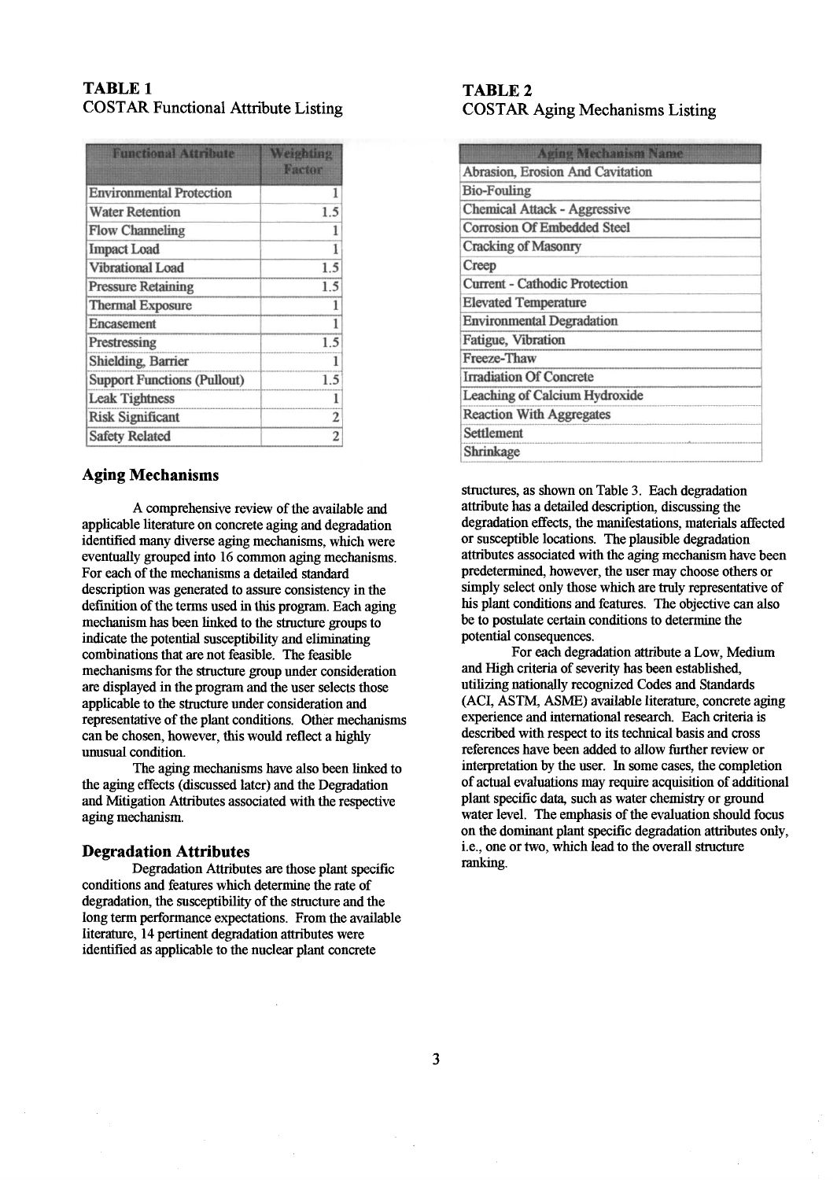**TABLE 1**
COSTAR Functional Attribute Listing

| Functional Attribute | Weighting Factor |
|---|---|
| Environmental Protection | 1 |
| Water Retention | 1.5 |
| Flow Channeling | 1 |
| Impact Load | 1 |
| Vibrational Load | 1.5 |
| Pressure Retaining | 1.5 |
| Thermal Exposure | 1 |
| Encasement | 1 |
| Prestressing | 1.5 |
| Shielding, Barrier | 1 |
| Support Functions (Pullout) | 1.5 |
| Leak Tightness | 1 |
| Risk Significant | 2 |
| Safety Related | 2 |

## Aging Mechanisms

A comprehensive review of the available and applicable literature on concrete aging and degradation identified many diverse aging mechanisms, which were eventually grouped into 16 common aging mechanisms. For each of the mechanisms a detailed standard description was generated to assure consistency in the definition of the terms used in this program. Each aging mechanism has been linked to the structure groups to indicate the potential susceptibility and eliminating combinations that are not feasible. The feasible mechanisms for the structure group under consideration are displayed in the program and the user selects those applicable to the structure under consideration and representative of the plant conditions. Other mechanisms can be chosen, however, this would reflect a highly unusual condition.

The aging mechanisms have also been linked to the aging effects (discussed later) and the Degradation and Mitigation Attributes associated with the respective aging mechanism.

## Degradation Attributes

Degradation Attributes are those plant specific conditions and features which determine the rate of degradation, the susceptibility of the structure and the long term performance expectations. From the available literature, 14 pertinent degradation attributes were identified as applicable to the nuclear plant concrete structures, as shown on Table 3. Each degradation attribute has a detailed description, discussing the degradation effects, the manifestations, materials affected or susceptible locations. The plausible degradation attributes associated with the aging mechanism have been predetermined, however, the user may choose others or simply select only those which are truly representative of his plant conditions and features. The objective can also be to postulate certain conditions to determine the potential consequences.

For each degradation attribute a Low, Medium and High criteria of severity has been established, utilizing nationally recognized Codes and Standards (ACI, ASTM, ASME) available literature, concrete aging experience and international research. Each criteria is described with respect to its technical basis and cross references have been added to allow further review or interpretation by the user. In some cases, the completion of actual evaluations may require acquisition of additional plant specific data, such as water chemistry or ground water level. The emphasis of the evaluation should focus on the dominant plant specific degradation attributes only, i.e., one or two, which lead to the overall structure ranking.

**TABLE 2**
COSTAR Aging Mechanisms Listing

| Aging Mechanism Name |
|---|
| Abrasion, Erosion And Cavitation |
| Bio-Fouling |
| Chemical Attack - Aggressive |
| Corrosion Of Embedded Steel |
| Cracking of Masonry |
| Creep |
| Current - Cathodic Protection |
| Elevated Temperature |
| Environmental Degradation |
| Fatigue, Vibration |
| Freeze-Thaw |
| Irradiation Of Concrete |
| Leaching of Calcium Hydroxide |
| Reaction With Aggregates |
| Settlement |
| Shrinkage |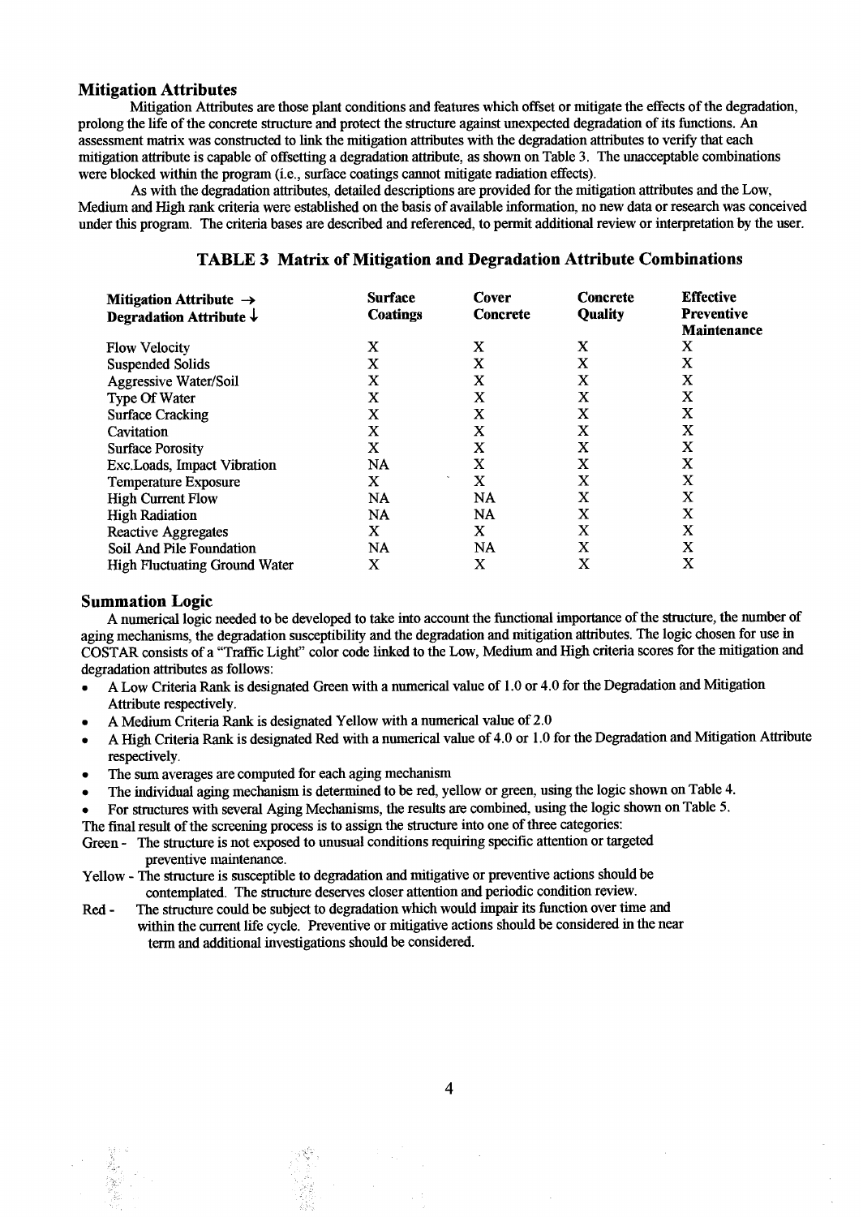## Mitigation Attributes

Mitigation Attributes are those plant conditions and features which offset or mitigate the effects of the degradation, prolong the life of the concrete structure and protect the structure against unexpected degradation of its functions. An assessment matrix was constructed to link the mitigation attributes with the degradation attributes to verify that each mitigation attribute is capable of offsetting a degradation attribute, as shown on Table 3. The unacceptable combinations were blocked within the program (i.e., surface coatings cannot mitigate radiation effects).

As with the degradation attributes, detailed descriptions are provided for the mitigation attributes and the Low, Medium and High rank criteria were established on the basis of available information, no new data or research was conceived under this program. The criteria bases are described and referenced, to permit additional review or interpretation by the user.

### TABLE 3 Matrix of Mitigation and Degradation Attribute Combinations

| Mitigation Attribute → Degradation Attribute ↓ | Surface Coatings | Cover Concrete | Concrete Quality | Effective Preventive Maintenance |
|---|---|---|---|---|
| Flow Velocity | X | X | X | X |
| Suspended Solids | X | X | X | X |
| Aggressive Water/Soil | X | X | X | X |
| Type Of Water | X | X | X | X |
| Surface Cracking | X | X | X | X |
| Cavitation | X | X | X | X |
| Surface Porosity | X | X | X | X |
| Exc.Loads, Impact Vibration | NA | X | X | X |
| Temperature Exposure | X | X | X | X |
| High Current Flow | NA | NA | X | X |
| High Radiation | NA | NA | X | X |
| Reactive Aggregates | X | X | X | X |
| Soil And Pile Foundation | NA | NA | X | X |
| High Fluctuating Ground Water | X | X | X | X |

## Summation Logic

A numerical logic needed to be developed to take into account the functional importance of the structure, the number of aging mechanisms, the degradation susceptibility and the degradation and mitigation attributes. The logic chosen for use in COSTAR consists of a "Traffic Light" color code linked to the Low, Medium and High criteria scores for the mitigation and degradation attributes as follows:

- A Low Criteria Rank is designated Green with a numerical value of 1.0 or 4.0 for the Degradation and Mitigation Attribute respectively.
- A Medium Criteria Rank is designated Yellow with a numerical value of 2.0
- A High Criteria Rank is designated Red with a numerical value of 4.0 or 1.0 for the Degradation and Mitigation Attribute respectively.
- The sum averages are computed for each aging mechanism
- The individual aging mechanism is determined to be red, yellow or green, using the logic shown on Table 4.
- For structures with several Aging Mechanisms, the results are combined, using the logic shown on Table 5.

The final result of the screening process is to assign the structure into one of three categories:

Green - The structure is not exposed to unusual conditions requiring specific attention or targeted preventive maintenance.

Yellow - The structure is susceptible to degradation and mitigative or preventive actions should be contemplated. The structure deserves closer attention and periodic condition review.

Red - The structure could be subject to degradation which would impair its function over time and within the current life cycle. Preventive or mitigative actions should be considered in the near term and additional investigations should be considered.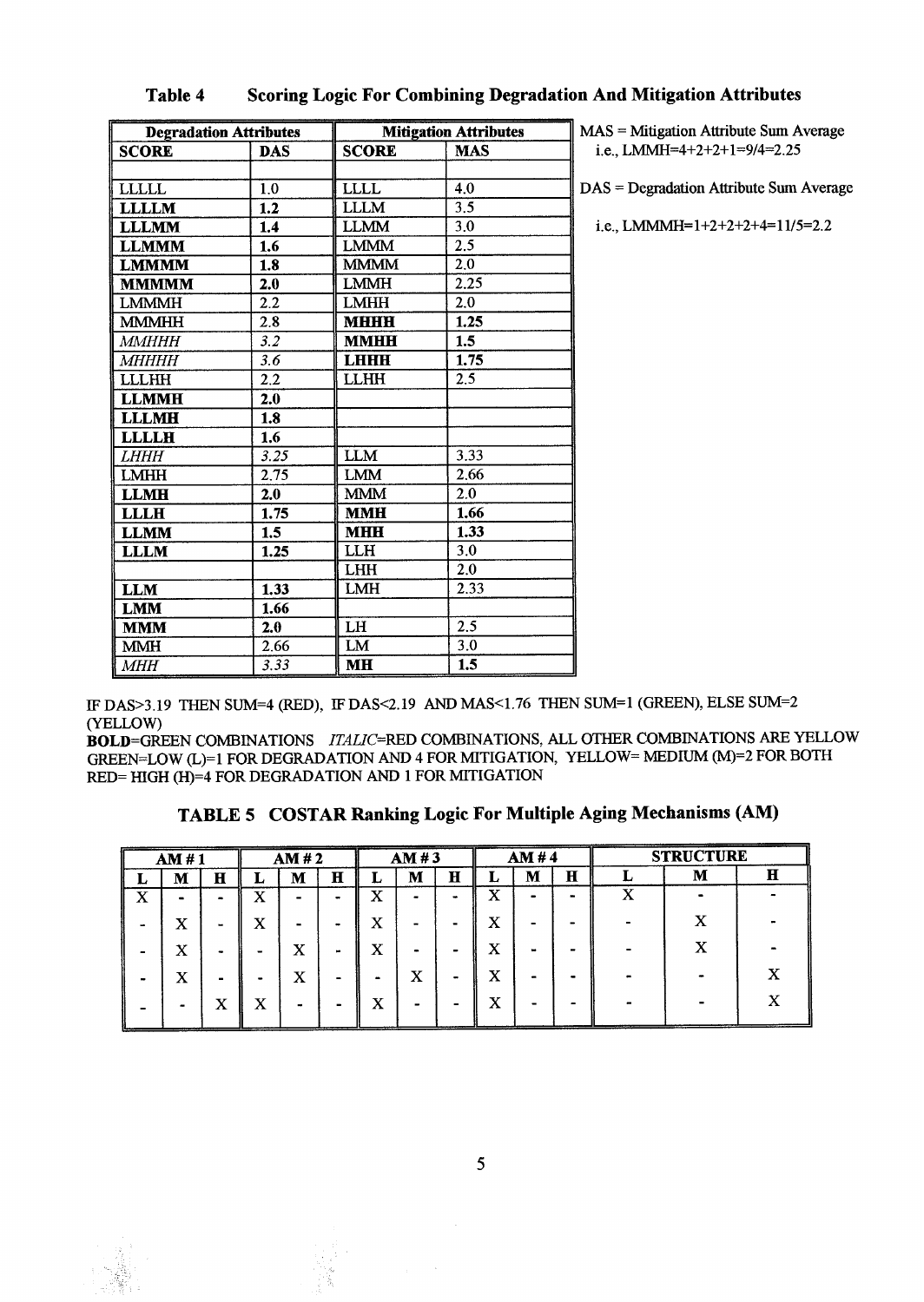**Table 4 Scoring Logic For Combining Degradation And Mitigation Attributes**

| Degradation Attributes | | Mitigation Attributes | |
|---|---|---|---|
| SCORE | DAS | SCORE | MAS |
| | | | |
| LLLLL | 1.0 | LLLL | 4.0 |
| **LLLLM** | **1.2** | LLLM | 3.5 |
| **LLLMM** | **1.4** | LLMM | 3.0 |
| **LLMMM** | **1.6** | LMMM | 2.5 |
| **LMMMM** | **1.8** | MMMM | 2.0 |
| **MMMMM** | **2.0** | LMMH | 2.25 |
| LMMMH | 2.2 | LMHH | 2.0 |
| MMMHH | 2.8 | **MHHH** | **1.25** |
| *MMHHH* | *3.2* | **MMHH** | **1.5** |
| *MHHHH* | *3.6* | **LHHH** | **1.75** |
| LLLHH | 2.2 | LLHH | 2.5 |
| **LLMMH** | **2.0** | | |
| **LLLMH** | **1.8** | | |
| **LLLLH** | **1.6** | | |
| *LHHH* | *3.25* | LLM | 3.33 |
| LMHH | 2.75 | LMM | 2.66 |
| **LLMH** | **2.0** | MMM | 2.0 |
| **LLLH** | **1.75** | **MMH** | **1.66** |
| **LLMM** | **1.5** | **MHH** | **1.33** |
| **LLLM** | **1.25** | LLH | 3.0 |
| | | LHH | 2.0 |
| **LLM** | **1.33** | LMH | 2.33 |
| **LMM** | **1.66** | | |
| **MMM** | **2.0** | LH | 2.5 |
| MMH | 2.66 | LM | 3.0 |
| *MHH* | *3.33* | **MH** | **1.5** |

MAS = Mitigation Attribute Sum Average
i.e., LMMH=4+2+2+1=9/4=2.25

DAS = Degradation Attribute Sum Average
i.e., LMMMH=1+2+2+2+4=11/5=2.2

IF DAS>3.19 THEN SUM=4 (RED), IF DAS<2.19 AND MAS<1.76 THEN SUM=1 (GREEN), ELSE SUM=2 (YELLOW)

**BOLD**=GREEN COMBINATIONS *ITALIC*=RED COMBINATIONS, ALL OTHER COMBINATIONS ARE YELLOW

GREEN=LOW (L)=1 FOR DEGRADATION AND 4 FOR MITIGATION, YELLOW= MEDIUM (M)=2 FOR BOTH

RED= HIGH (H)=4 FOR DEGRADATION AND 1 FOR MITIGATION

**TABLE 5 COSTAR Ranking Logic For Multiple Aging Mechanisms (AM)**

| AM # 1 | | | AM # 2 | | | AM # 3 | | | AM # 4 | | | STRUCTURE | | |
|---|---|---|---|---|---|---|---|---|---|---|---|---|---|---|
| L | M | H | L | M | H | L | M | H | L | M | H | L | M | H |
| X | - | - | X | - | - | X | - | - | X | - | - | X | - | - |
| - | X | - | X | - | - | X | - | - | X | - | - | - | X | - |
| - | X | - | - | X | - | X | - | - | X | - | - | - | X | - |
| - | X | - | - | X | - | - | X | - | X | - | - | - | - | X |
| - | - | X | X | - | - | X | - | - | X | - | - | - | - | X |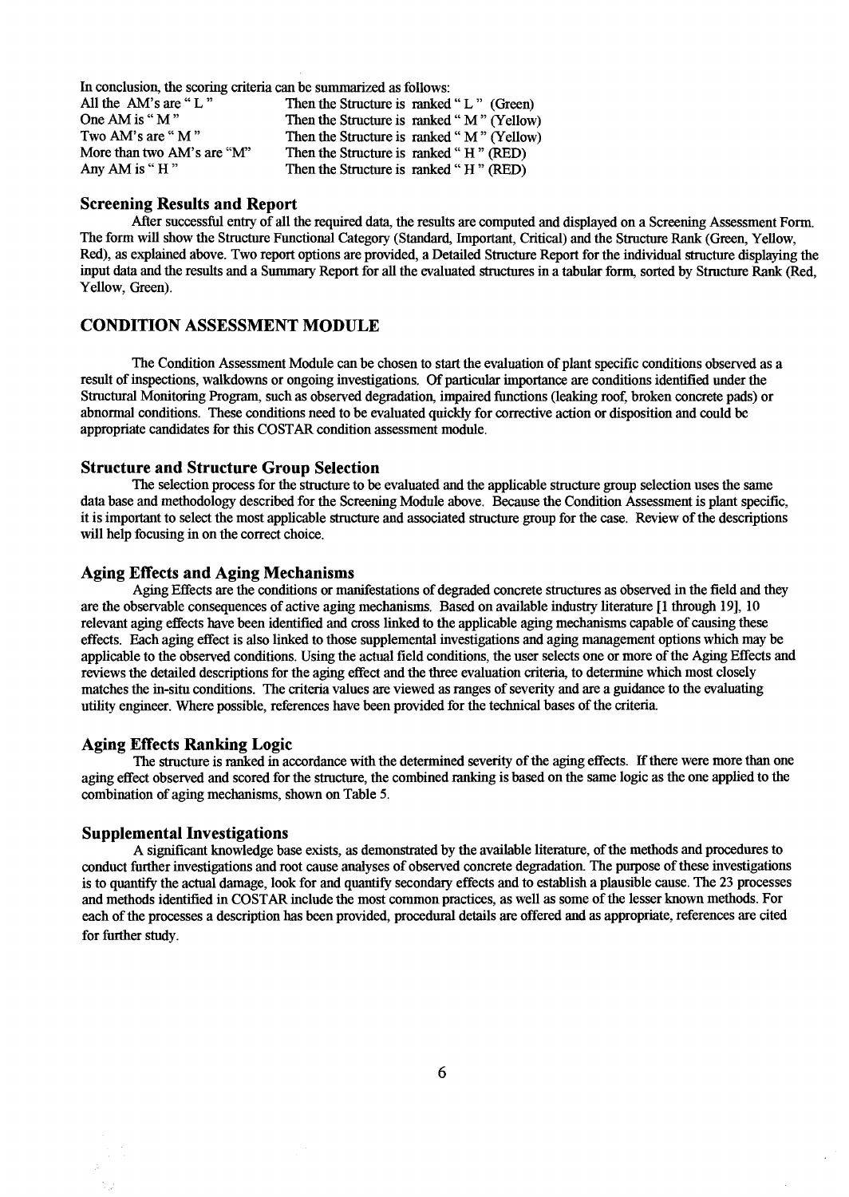In conclusion, the scoring criteria can be summarized as follows:

| | |
|---|---|
| All the AM's are " L " | Then the Structure is ranked " L " (Green) |
| One AM is " M " | Then the Structure is ranked " M " (Yellow) |
| Two AM's are " M " | Then the Structure is ranked " M " (Yellow) |
| More than two AM's are "M" | Then the Structure is ranked " H " (RED) |
| Any AM is " H " | Then the Structure is ranked " H " (RED) |

### Screening Results and Report

After successful entry of all the required data, the results are computed and displayed on a Screening Assessment Form. The form will show the Structure Functional Category (Standard, Important, Critical) and the Structure Rank (Green, Yellow, Red), as explained above. Two report options are provided, a Detailed Structure Report for the individual structure displaying the input data and the results and a Summary Report for all the evaluated structures in a tabular form, sorted by Structure Rank (Red, Yellow, Green).

## CONDITION ASSESSMENT MODULE

The Condition Assessment Module can be chosen to start the evaluation of plant specific conditions observed as a result of inspections, walkdowns or ongoing investigations. Of particular importance are conditions identified under the Structural Monitoring Program, such as observed degradation, impaired functions (leaking roof, broken concrete pads) or abnormal conditions. These conditions need to be evaluated quickly for corrective action or disposition and could be appropriate candidates for this COSTAR condition assessment module.

### Structure and Structure Group Selection

The selection process for the structure to be evaluated and the applicable structure group selection uses the same data base and methodology described for the Screening Module above. Because the Condition Assessment is plant specific, it is important to select the most applicable structure and associated structure group for the case. Review of the descriptions will help focusing in on the correct choice.

### Aging Effects and Aging Mechanisms

Aging Effects are the conditions or manifestations of degraded concrete structures as observed in the field and they are the observable consequences of active aging mechanisms. Based on available industry literature [1 through 19], 10 relevant aging effects have been identified and cross linked to the applicable aging mechanisms capable of causing these effects. Each aging effect is also linked to those supplemental investigations and aging management options which may be applicable to the observed conditions. Using the actual field conditions, the user selects one or more of the Aging Effects and reviews the detailed descriptions for the aging effect and the three evaluation criteria, to determine which most closely matches the in-situ conditions. The criteria values are viewed as ranges of severity and are a guidance to the evaluating utility engineer. Where possible, references have been provided for the technical bases of the criteria.

### Aging Effects Ranking Logic

The structure is ranked in accordance with the determined severity of the aging effects. If there were more than one aging effect observed and scored for the structure, the combined ranking is based on the same logic as the one applied to the combination of aging mechanisms, shown on Table 5.

### Supplemental Investigations

A significant knowledge base exists, as demonstrated by the available literature, of the methods and procedures to conduct further investigations and root cause analyses of observed concrete degradation. The purpose of these investigations is to quantify the actual damage, look for and quantify secondary effects and to establish a plausible cause. The 23 processes and methods identified in COSTAR include the most common practices, as well as some of the lesser known methods. For each of the processes a description has been provided, procedural details are offered and as appropriate, references are cited for further study.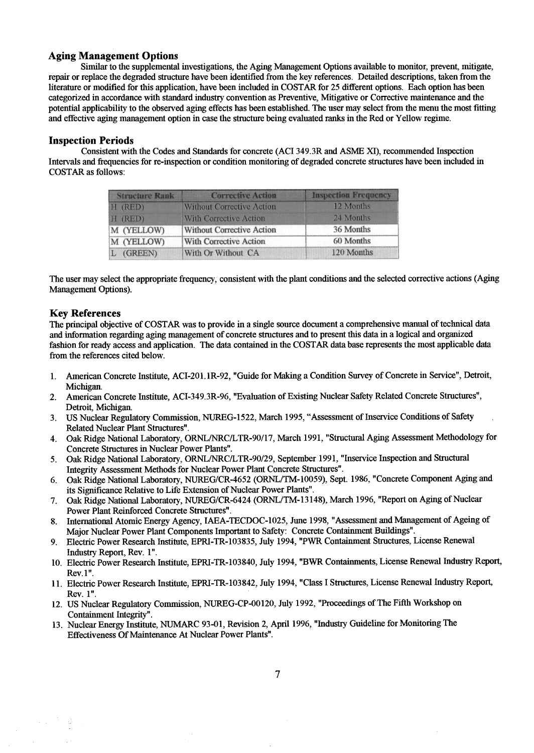## Aging Management Options

Similar to the supplemental investigations, the Aging Management Options available to monitor, prevent, mitigate, repair or replace the degraded structure have been identified from the key references. Detailed descriptions, taken from the literature or modified for this application, have been included in COSTAR for 25 different options. Each option has been categorized in accordance with standard industry convention as Preventive, Mitigative or Corrective maintenance and the potential applicability to the observed aging effects has been established. The user may select from the menu the most fitting and effective aging management option in case the structure being evaluated ranks in the Red or Yellow regime.

## Inspection Periods

Consistent with the Codes and Standards for concrete (ACI 349.3R and ASME XI), recommended Inspection Intervals and frequencies for re-inspection or condition monitoring of degraded concrete structures have been included in COSTAR as follows:

| Structure Rank | Corrective Action | Inspection Frequency |
|---|---|---|
| H (RED) | Without Corrective Action | 12 Months |
| H (RED) | With Corrective Action | 24 Months |
| M (YELLOW) | Without Corrective Action | 36 Months |
| M (YELLOW) | With Corrective Action | 60 Months |
| L (GREEN) | With Or Without CA | 120 Months |

The user may select the appropriate frequency, consistent with the plant conditions and the selected corrective actions (Aging Management Options).

## Key References

The principal objective of COSTAR was to provide in a single source document a comprehensive manual of technical data and information regarding aging management of concrete structures and to present this data in a logical and organized fashion for ready access and application. The data contained in the COSTAR data base represents the most applicable data from the references cited below.

1. American Concrete Institute, ACI-201.1R-92, "Guide for Making a Condition Survey of Concrete in Service", Detroit, Michigan.
2. American Concrete Institute, ACI-349.3R-96, "Evaluation of Existing Nuclear Safety Related Concrete Structures", Detroit, Michigan.
3. US Nuclear Regulatory Commission, NUREG-1522, March 1995, "Assessment of Inservice Conditions of Safety Related Nuclear Plant Structures".
4. Oak Ridge National Laboratory, ORNL/NRC/LTR-90/17, March 1991, "Structural Aging Assessment Methodology for Concrete Structures in Nuclear Power Plants".
5. Oak Ridge National Laboratory, ORNL/NRC/LTR-90/29, September 1991, "Inservice Inspection and Structural Integrity Assessment Methods for Nuclear Power Plant Concrete Structures".
6. Oak Ridge National Laboratory, NUREG/CR-4652 (ORNL/TM-10059), Sept. 1986, "Concrete Component Aging and its Significance Relative to Life Extension of Nuclear Power Plants".
7. Oak Ridge National Laboratory, NUREG/CR-6424 (ORNL/TM-13148), March 1996, "Report on Aging of Nuclear Power Plant Reinforced Concrete Structures".
8. International Atomic Energy Agency, IAEA-TECDOC-1025, June 1998, "Assessment and Management of Ageing of Major Nuclear Power Plant Components Important to Safety: Concrete Containment Buildings".
9. Electric Power Research Institute, EPRI-TR-103835, July 1994, "PWR Containment Structures, License Renewal Industry Report, Rev. 1".
10. Electric Power Research Institute, EPRI-TR-103840, July 1994, "BWR Containments, License Renewal Industry Report, Rev.1".
11. Electric Power Research Institute, EPRI-TR-103842, July 1994, "Class I Structures, License Renewal Industry Report, Rev. 1".
12. US Nuclear Regulatory Commission, NUREG-CP-00120, July 1992, "Proceedings of The Fifth Workshop on Containment Integrity".
13. Nuclear Energy Institute, NUMARC 93-01, Revision 2, April 1996, "Industry Guideline for Monitoring The Effectiveness Of Maintenance At Nuclear Power Plants".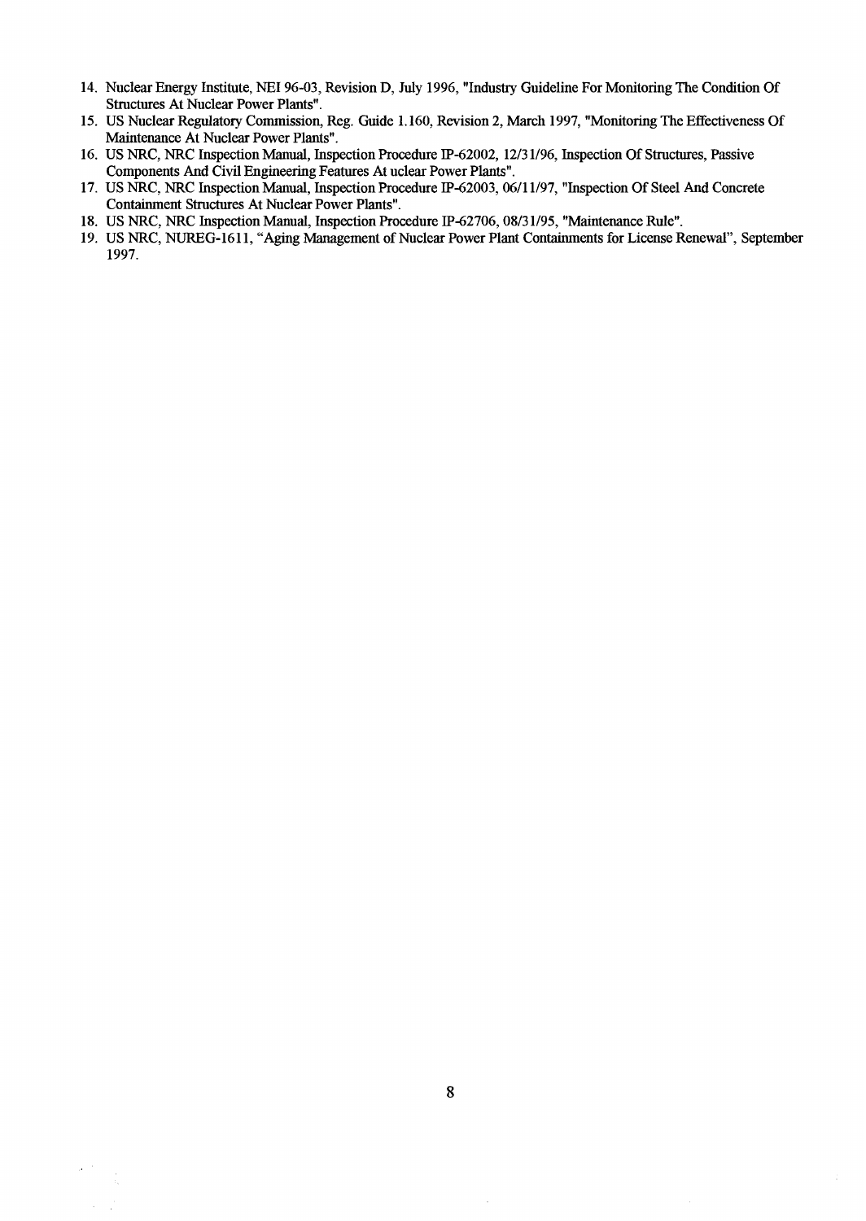14. Nuclear Energy Institute, NEI 96-03, Revision D, July 1996, "Industry Guideline For Monitoring The Condition Of Structures At Nuclear Power Plants".
15. US Nuclear Regulatory Commission, Reg. Guide 1.160, Revision 2, March 1997, "Monitoring The Effectiveness Of Maintenance At Nuclear Power Plants".
16. US NRC, NRC Inspection Manual, Inspection Procedure IP-62002, 12/31/96, Inspection Of Structures, Passive Components And Civil Engineering Features At uclear Power Plants".
17. US NRC, NRC Inspection Manual, Inspection Procedure IP-62003, 06/11/97, "Inspection Of Steel And Concrete Containment Structures At Nuclear Power Plants".
18. US NRC, NRC Inspection Manual, Inspection Procedure IP-62706, 08/31/95, "Maintenance Rule".
19. US NRC, NUREG-1611, "Aging Management of Nuclear Power Plant Containments for License Renewal", September 1997.